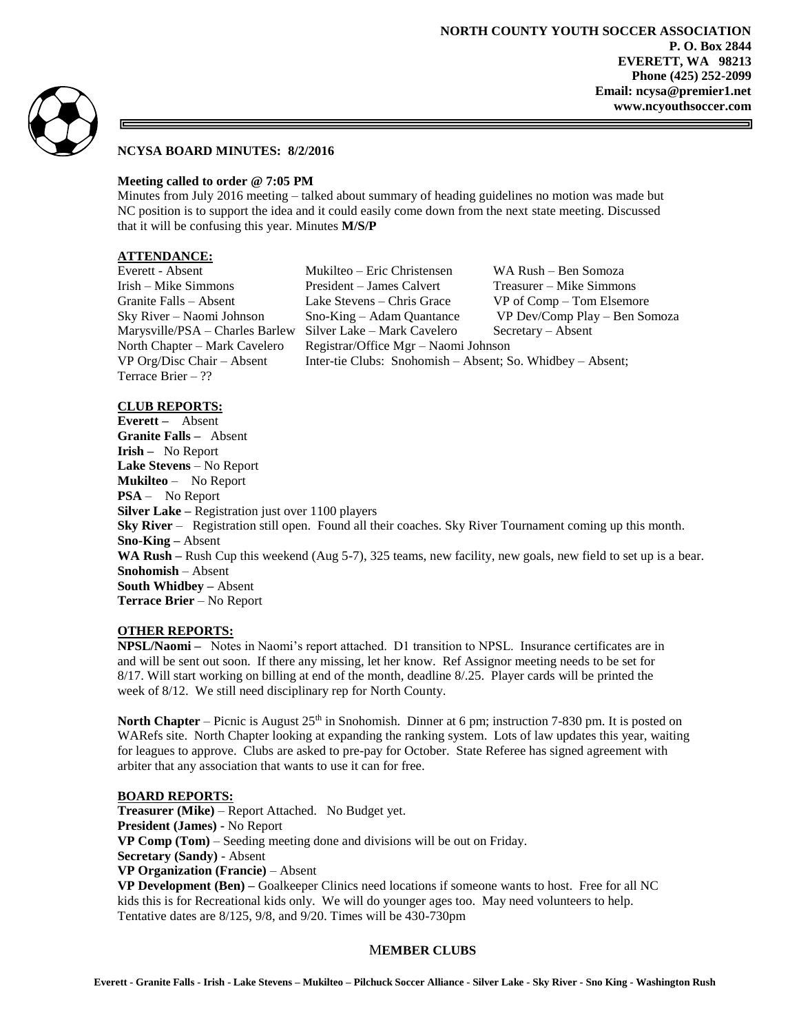**NORTH COUNTY YOUTH SOCCER ASSOCIATION**
**P. O. Box 2844**
**EVERETT, WA 98213**
**Phone (425) 252-2099**
**Email: ncysa@premier1.net**
**www.ncyouthsoccer.com**

## NCYSA BOARD MINUTES: 8/2/2016

**Meeting called to order @ 7:05 PM**

Minutes from July 2016 meeting – talked about summary of heading guidelines no motion was made but NC position is to support the idea and it could easily come down from the next state meeting. Discussed that it will be confusing this year. Minutes **M/S/P**

### ATTENDANCE:

| | | |
|---|---|---|
| Everett - Absent | Mukilteo – Eric Christensen | WA Rush – Ben Somoza |
| Irish – Mike Simmons | President – James Calvert | Treasurer – Mike Simmons |
| Granite Falls – Absent | Lake Stevens – Chris Grace | VP of Comp – Tom Elsemore |
| Sky River – Naomi Johnson | Sno-King – Adam Quantance | VP Dev/Comp Play – Ben Somoza |
| Marysville/PSA – Charles Barlew | Silver Lake – Mark Cavelero | Secretary – Absent |
| North Chapter – Mark Cavelero | Registrar/Office Mgr – Naomi Johnson | |
| VP Org/Disc Chair – Absent | Inter-tie Clubs: Snohomish – Absent; So. Whidbey – Absent; | |
| Terrace Brier – ?? | | |

### CLUB REPORTS:

**Everett –** Absent
**Granite Falls –** Absent
**Irish –** No Report
**Lake Stevens** – No Report
**Mukilteo** – No Report
**PSA** – No Report
**Silver Lake –** Registration just over 1100 players
**Sky River** – Registration still open. Found all their coaches. Sky River Tournament coming up this month.
**Sno-King –** Absent
**WA Rush –** Rush Cup this weekend (Aug 5-7), 325 teams, new facility, new goals, new field to set up is a bear.
**Snohomish** – Absent
**South Whidbey –** Absent
**Terrace Brier** – No Report

### OTHER REPORTS:

**NPSL/Naomi –** Notes in Naomi's report attached. D1 transition to NPSL. Insurance certificates are in and will be sent out soon. If there any missing, let her know. Ref Assignor meeting needs to be set for 8/17. Will start working on billing at end of the month, deadline 8/.25. Player cards will be printed the week of 8/12. We still need disciplinary rep for North County.

**North Chapter** – Picnic is August 25th in Snohomish. Dinner at 6 pm; instruction 7-830 pm. It is posted on WARefs site. North Chapter looking at expanding the ranking system. Lots of law updates this year, waiting for leagues to approve. Clubs are asked to pre-pay for October. State Referee has signed agreement with arbiter that any association that wants to use it can for free.

### BOARD REPORTS:

**Treasurer (Mike)** – Report Attached. No Budget yet.
**President (James)** - No Report
**VP Comp (Tom)** – Seeding meeting done and divisions will be out on Friday.
**Secretary (Sandy)** - Absent
**VP Organization (Francie)** – Absent
**VP Development (Ben) –** Goalkeeper Clinics need locations if someone wants to host. Free for all NC kids this is for Recreational kids only. We will do younger ages too. May need volunteers to help. Tentative dates are 8/125, 9/8, and 9/20. Times will be 430-730pm

**MEMBER CLUBS**

**Everett - Granite Falls - Irish - Lake Stevens – Mukilteo – Pilchuck Soccer Alliance - Silver Lake - Sky River - Sno King - Washington Rush**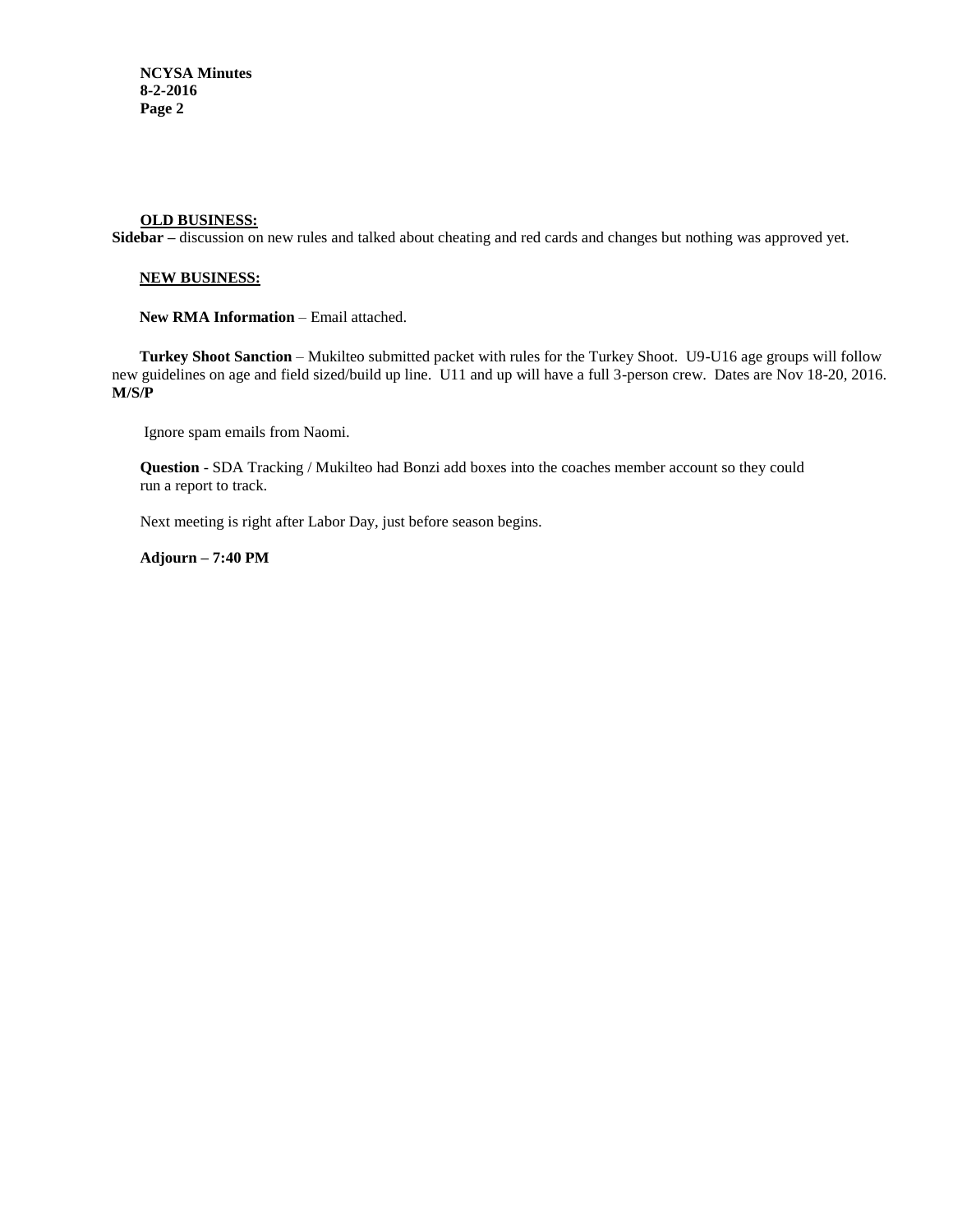**OLD BUSINESS:**

**Sidebar** – discussion on new rules and talked about cheating and red cards and changes but nothing was approved yet.

**NEW BUSINESS:**

**New RMA Information** – Email attached.

**Turkey Shoot Sanction** – Mukilteo submitted packet with rules for the Turkey Shoot. U9-U16 age groups will follow new guidelines on age and field sized/build up line. U11 and up will have a full 3-person crew. Dates are Nov 18-20, 2016. **M/S/P**

Ignore spam emails from Naomi.

**Question** - SDA Tracking / Mukilteo had Bonzi add boxes into the coaches member account so they could run a report to track.

Next meeting is right after Labor Day, just before season begins.

**Adjourn – 7:40 PM**